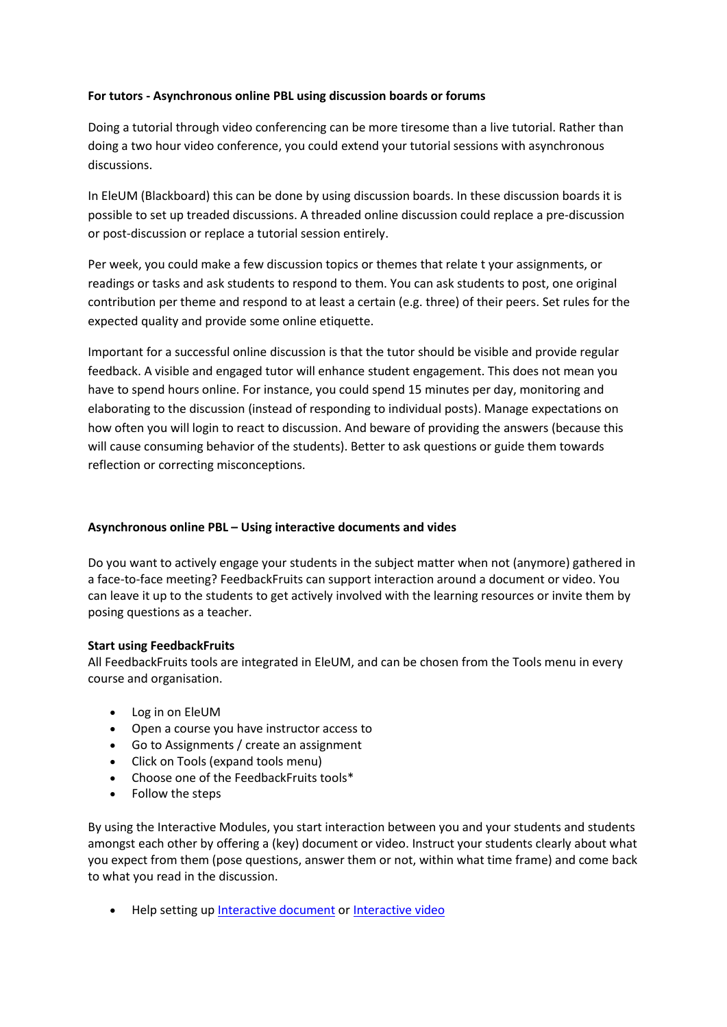**For tutors - Asynchronous online PBL using discussion boards or forums**

Doing a tutorial through video conferencing can be more tiresome than a live tutorial. Rather than doing a two hour video conference, you could extend your tutorial sessions with asynchronous discussions.

In EleUM (Blackboard) this can be done by using discussion boards. In these discussion boards it is possible to set up treaded discussions. A threaded online discussion could replace a pre-discussion or post-discussion or replace a tutorial session entirely.

Per week, you could make a few discussion topics or themes that relate t your assignments, or readings or tasks and ask students to respond to them. You can ask students to post, one original contribution per theme and respond to at least a certain (e.g. three) of their peers. Set rules for the expected quality and provide some online etiquette.

Important for a successful online discussion is that the tutor should be visible and provide regular feedback. A visible and engaged tutor will enhance student engagement. This does not mean you have to spend hours online. For instance, you could spend 15 minutes per day, monitoring and elaborating to the discussion (instead of responding to individual posts). Manage expectations on how often you will login to react to discussion. And beware of providing the answers (because this will cause consuming behavior of the students). Better to ask questions or guide them towards reflection or correcting misconceptions.

**Asynchronous online PBL – Using interactive documents and vides**

Do you want to actively engage your students in the subject matter when not (anymore) gathered in a face-to-face meeting? FeedbackFruits can support interaction around a document or video. You can leave it up to the students to get actively involved with the learning resources or invite them by posing questions as a teacher.

**Start using FeedbackFruits**
All FeedbackFruits tools are integrated in EleUM, and can be chosen from the Tools menu in every course and organisation.

- Log in on EleUM
- Open a course you have instructor access to
- Go to Assignments / create an assignment
- Click on Tools (expand tools menu)
- Choose one of the FeedbackFruits tools*
- Follow the steps

By using the Interactive Modules, you start interaction between you and your students and students amongst each other by offering a (key) document or video. Instruct your students clearly about what you expect from them (pose questions, answer them or not, within what time frame) and come back to what you read in the discussion.

- Help setting up Interactive document or Interactive video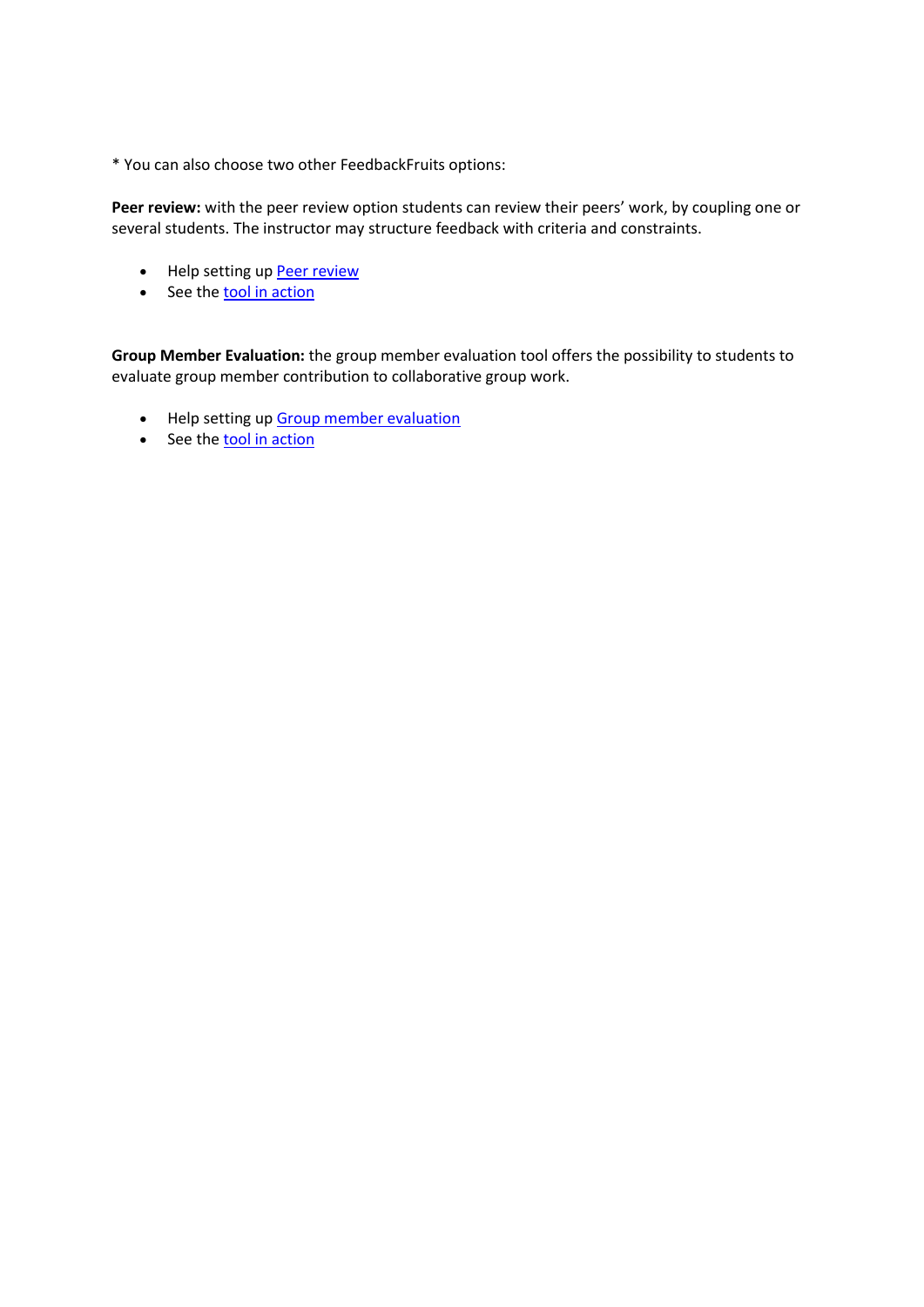* You can also choose two other FeedbackFruits options:

**Peer review:** with the peer review option students can review their peers' work, by coupling one or several students. The instructor may structure feedback with criteria and constraints.

- Help setting up Peer review
- See the tool in action

**Group Member Evaluation:** the group member evaluation tool offers the possibility to students to evaluate group member contribution to collaborative group work.

- Help setting up Group member evaluation
- See the tool in action